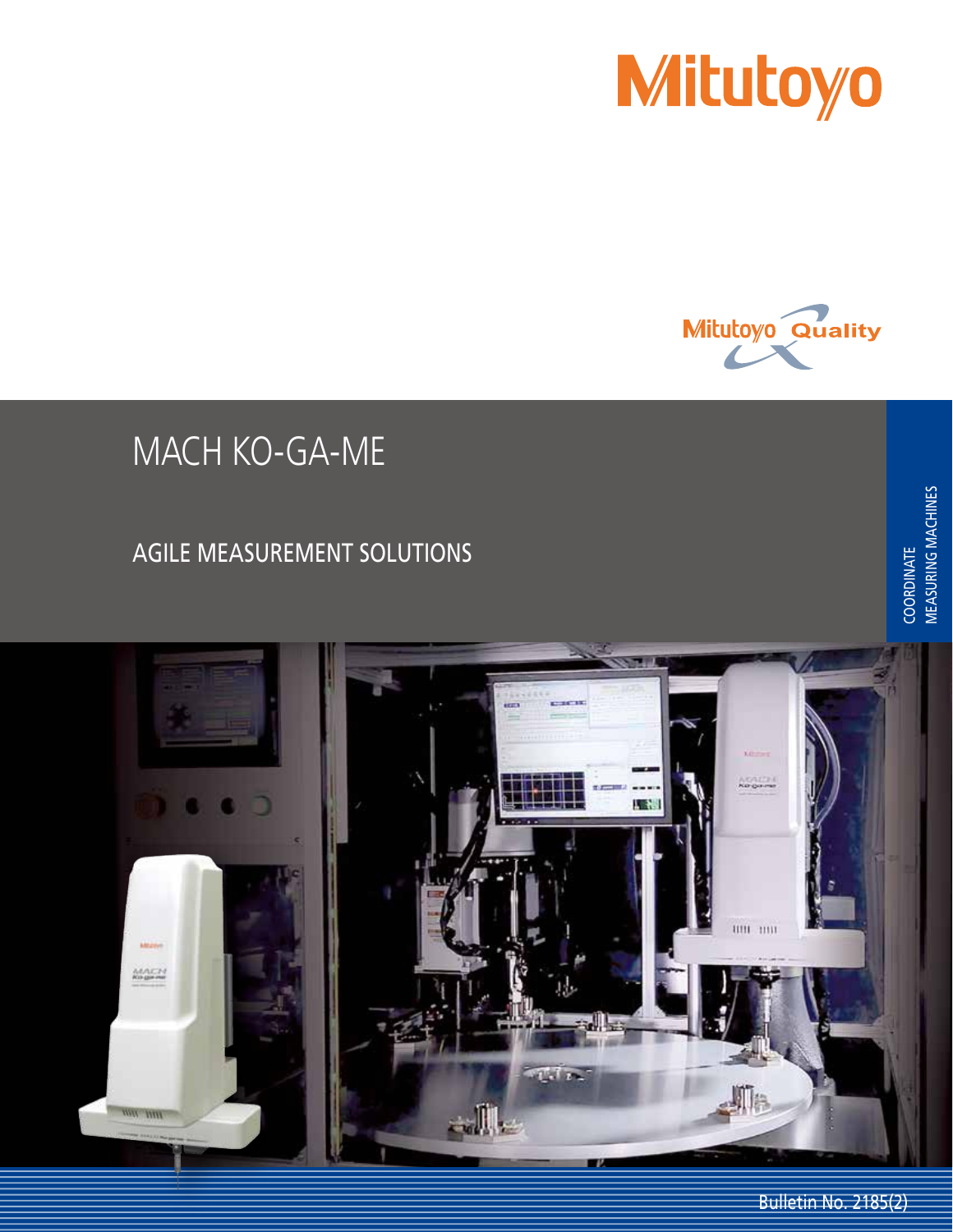Mitutoyo

Mitutoyo Quality

# MACH KO-GA-ME

## AGILE MEASUREMENT SOLUTIONS

COORDINATE MEASURING MACHINES

Bulletin No. 2185(2)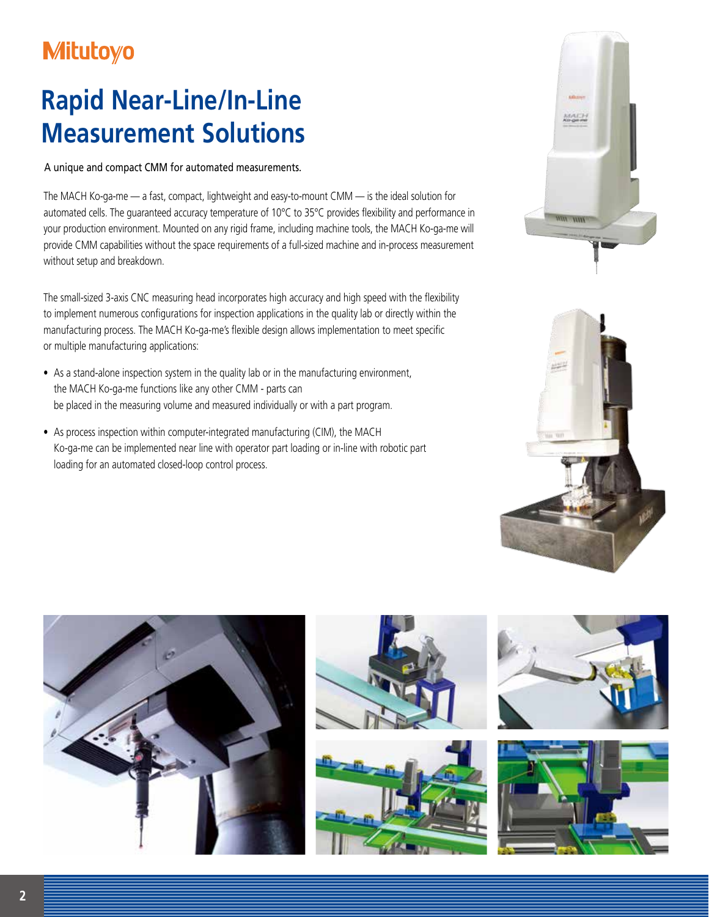# Rapid Near-Line/In-Line Measurement Solutions

A unique and compact CMM for automated measurements.

The MACH Ko-ga-me — a fast, compact, lightweight and easy-to-mount CMM — is the ideal solution for automated cells. The guaranteed accuracy temperature of 10°C to 35°C provides flexibility and performance in your production environment. Mounted on any rigid frame, including machine tools, the MACH Ko-ga-me will provide CMM capabilities without the space requirements of a full-sized machine and in-process measurement without setup and breakdown.

The small-sized 3-axis CNC measuring head incorporates high accuracy and high speed with the flexibility to implement numerous configurations for inspection applications in the quality lab or directly within the manufacturing process. The MACH Ko-ga-me's flexible design allows implementation to meet specific or multiple manufacturing applications:

- As a stand-alone inspection system in the quality lab or in the manufacturing environment, the MACH Ko-ga-me functions like any other CMM - parts can be placed in the measuring volume and measured individually or with a part program.
- As process inspection within computer-integrated manufacturing (CIM), the MACH Ko-ga-me can be implemented near line with operator part loading or in-line with robotic part loading for an automated closed-loop control process.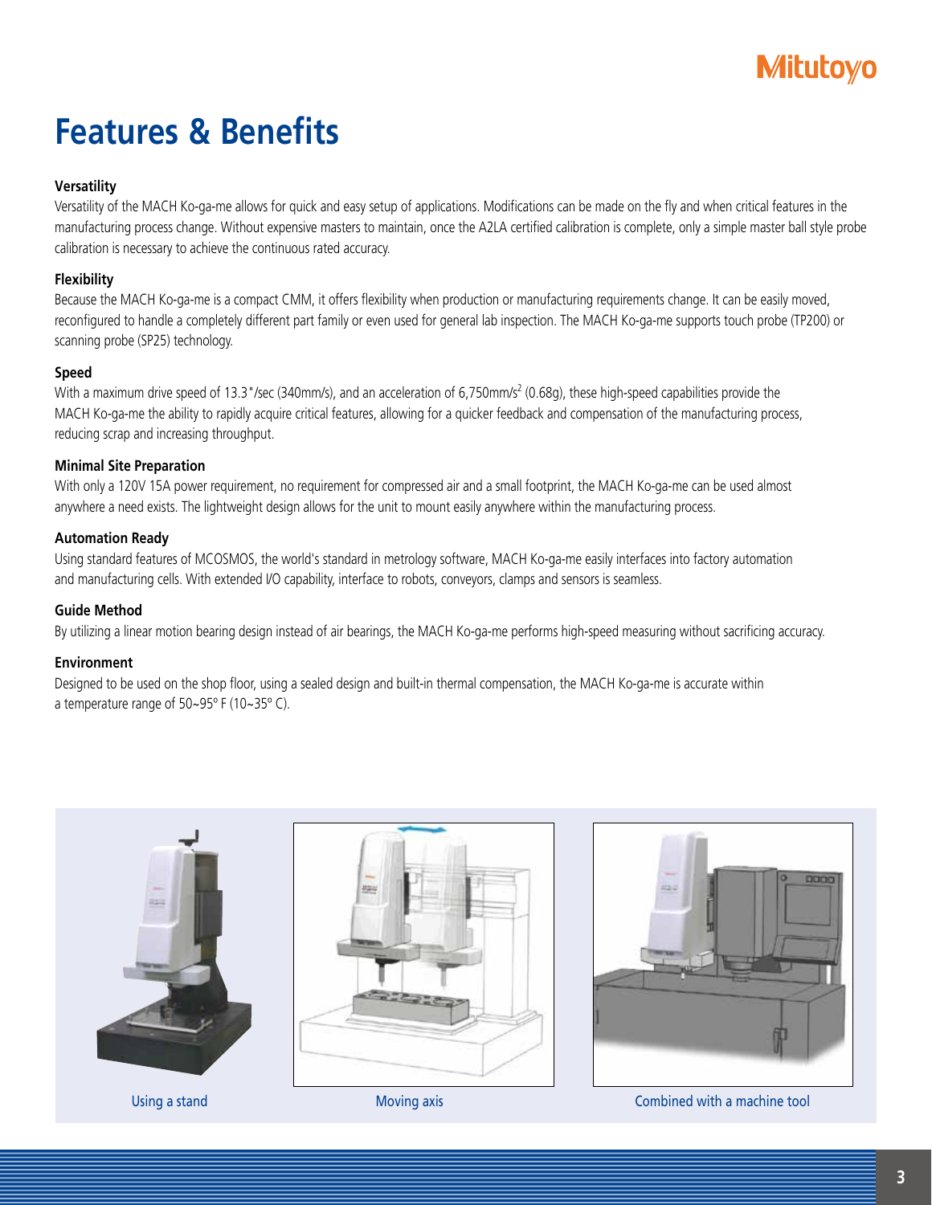# Features & Benefits

### Versatility

Versatility of the MACH Ko-ga-me allows for quick and easy setup of applications. Modifications can be made on the fly and when critical features in the manufacturing process change. Without expensive masters to maintain, once the A2LA certified calibration is complete, only a simple master ball style probe calibration is necessary to achieve the continuous rated accuracy.

### Flexibility

Because the MACH Ko-ga-me is a compact CMM, it offers flexibility when production or manufacturing requirements change. It can be easily moved, reconfigured to handle a completely different part family or even used for general lab inspection. The MACH Ko-ga-me supports touch probe (TP200) or scanning probe (SP25) technology.

### Speed

With a maximum drive speed of 13.3"/sec (340mm/s), and an acceleration of 6,750mm/s$^2$ (0.68g), these high-speed capabilities provide the MACH Ko-ga-me the ability to rapidly acquire critical features, allowing for a quicker feedback and compensation of the manufacturing process, reducing scrap and increasing throughput.

### Minimal Site Preparation

With only a 120V 15A power requirement, no requirement for compressed air and a small footprint, the MACH Ko-ga-me can be used almost anywhere a need exists. The lightweight design allows for the unit to mount easily anywhere within the manufacturing process.

### Automation Ready

Using standard features of MCOSMOS, the world's standard in metrology software, MACH Ko-ga-me easily interfaces into factory automation and manufacturing cells. With extended I/O capability, interface to robots, conveyors, clamps and sensors is seamless.

### Guide Method

By utilizing a linear motion bearing design instead of air bearings, the MACH Ko-ga-me performs high-speed measuring without sacrificing accuracy.

### Environment

Designed to be used on the shop floor, using a sealed design and built-in thermal compensation, the MACH Ko-ga-me is accurate within a temperature range of 50~95º F (10~35º C).

Using a stand

Moving axis

Combined with a machine tool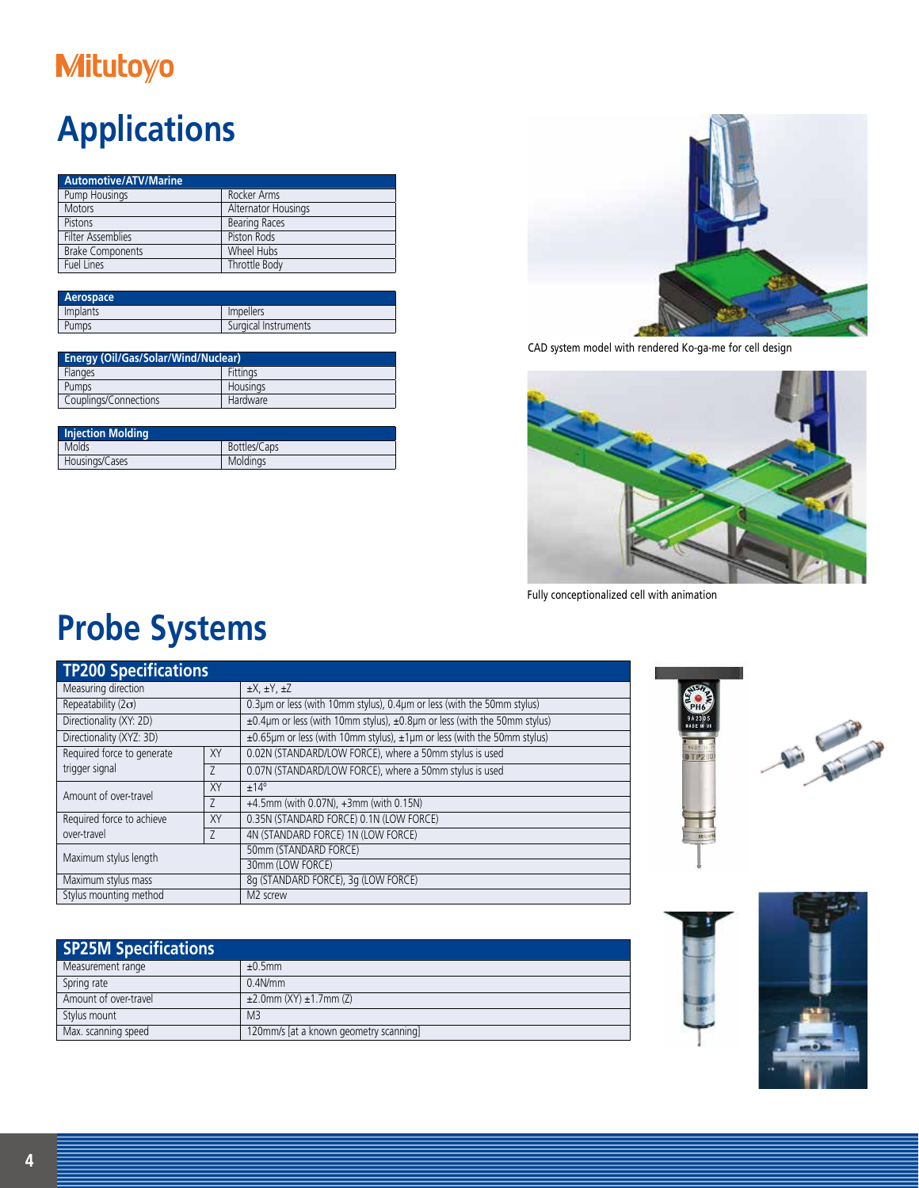# Applications

| Automotive/ATV/Marine | |
|---|---|
| Pump Housings | Rocker Arms |
| Motors | Alternator Housings |
| Pistons | Bearing Races |
| Filter Assemblies | Piston Rods |
| Brake Components | Wheel Hubs |
| Fuel Lines | Throttle Body |

| Aerospace | |
|---|---|
| Implants | Impellers |
| Pumps | Surgical Instruments |

| Energy (Oil/Gas/Solar/Wind/Nuclear) | |
|---|---|
| Flanges | Fittings |
| Pumps | Housings |
| Couplings/Connections | Hardware |

| Injection Molding | |
|---|---|
| Molds | Bottles/Caps |
| Housings/Cases | Moldings |

CAD system model with rendered Ko-ga-me for cell design

Fully conceptionalized cell with animation

# Probe Systems

| TP200 Specifications | | |
|---|---|---|
| Measuring direction | | ±X, ±Y, ±Z |
| Repeatability (2σ) | | 0.3µm or less (with 10mm stylus), 0.4µm or less (with the 50mm stylus) |
| Directionality (XY: 2D) | | ±0.4µm or less (with 10mm stylus), ±0.8µm or less (with the 50mm stylus) |
| Directionality (XYZ: 3D) | | ±0.65µm or less (with 10mm stylus), ±1µm or less (with the 50mm stylus) |
| Required force to generate trigger signal | XY | 0.02N (STANDARD/LOW FORCE), where a 50mm stylus is used |
| | Z | 0.07N (STANDARD/LOW FORCE), where a 50mm stylus is used |
| Amount of over-travel | XY | ±14° |
| | Z | +4.5mm (with 0.07N), +3mm (with 0.15N) |
| Required force to achieve over-travel | XY | 0.35N (STANDARD FORCE) 0.1N (LOW FORCE) |
| | Z | 4N (STANDARD FORCE) 1N (LOW FORCE) |
| Maximum stylus length | | 50mm (STANDARD FORCE) |
| | | 30mm (LOW FORCE) |
| Maximum stylus mass | | 8g (STANDARD FORCE), 3g (LOW FORCE) |
| Stylus mounting method | | M2 screw |

| SP25M Specifications | |
|---|---|
| Measurement range | ±0.5mm |
| Spring rate | 0.4N/mm |
| Amount of over-travel | ±2.0mm (XY) ±1.7mm (Z) |
| Stylus mount | M3 |
| Max. scanning speed | 120mm/s [at a known geometry scanning] |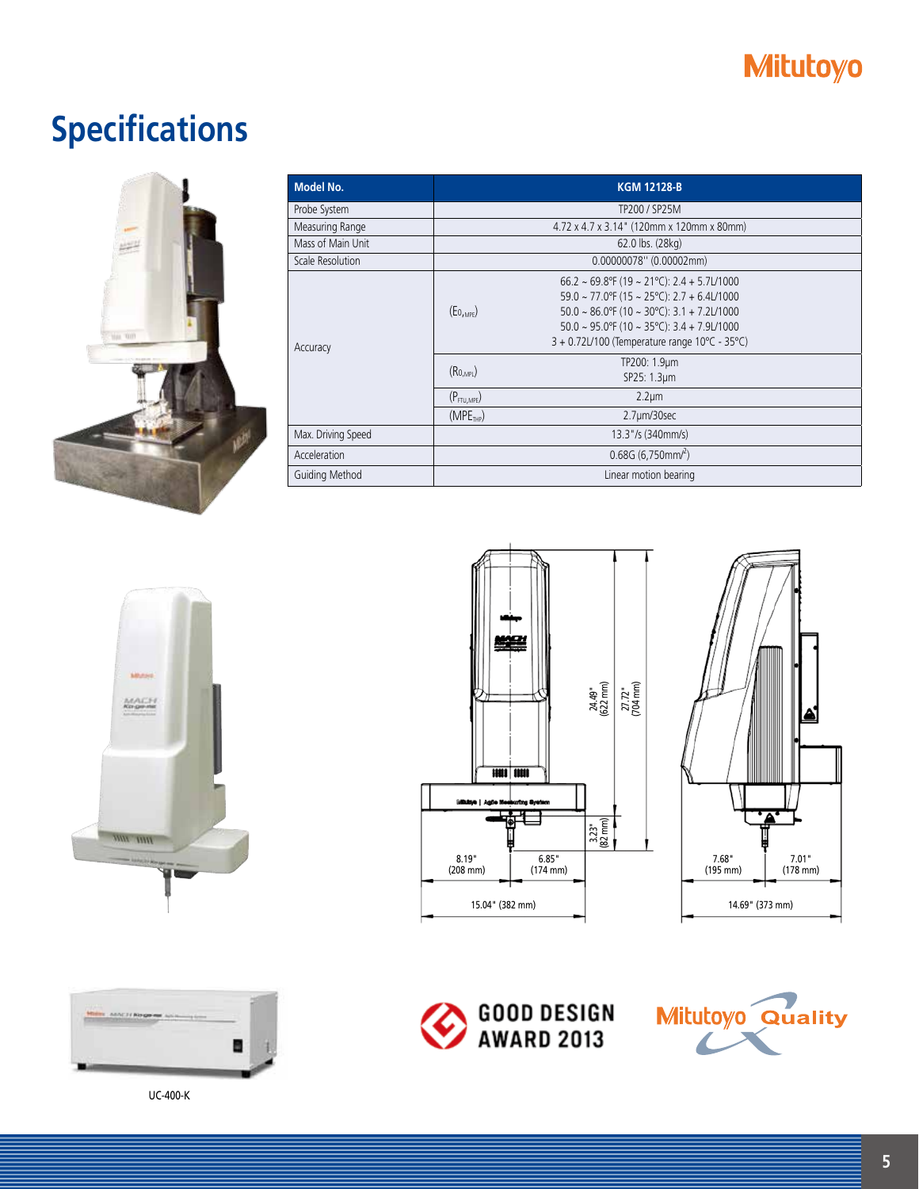## Specifications

| Model No. | | KGM 12128-B |
|---|---|---|
| Probe System | | TP200 / SP25M |
| Measuring Range | | 4.72 x 4.7 x 3.14" (120mm x 120mm x 80mm) |
| Mass of Main Unit | | 62.0 lbs. (28kg) |
| Scale Resolution | | 0.00000078" (0.00002mm) |
| Accuracy | $(E0_{,MPE})$ | 66.2 ~ 69.8°F (19 ~ 21°C): 2.4 + 5.7L/1000<br>59.0 ~ 77.0°F (15 ~ 25°C): 2.7 + 6.4L/1000<br>50.0 ~ 86.0°F (10 ~ 30°C): 3.1 + 7.2L/1000<br>50.0 ~ 95.0°F (10 ~ 35°C): 3.4 + 7.9L/1000<br>3 + 0.72L/100 (Temperature range 10°C - 35°C) |
| | $(R0_{,MPL})$ | TP200: 1.9µm<br>SP25: 1.3µm |
| | $(P_{FTU,MPE})$ | 2.2µm |
| | $(MPE_{THP})$ | 2.7µm/30sec |
| Max. Driving Speed | | 13.3"/s (340mm/s) |
| Acceleration | | 0.68G (6,750mm/$s^2$) |
| Guiding Method | | Linear motion bearing |

24.49" (622 mm)
27.72" (704 mm)
3.23" (82 mm)
8.19" (208 mm)
6.85" (174 mm)
15.04" (382 mm)
7.68" (195 mm)
7.01" (178 mm)
14.69" (373 mm)

UC-400-K

GOOD DESIGN AWARD 2013

Mitutoyo Quality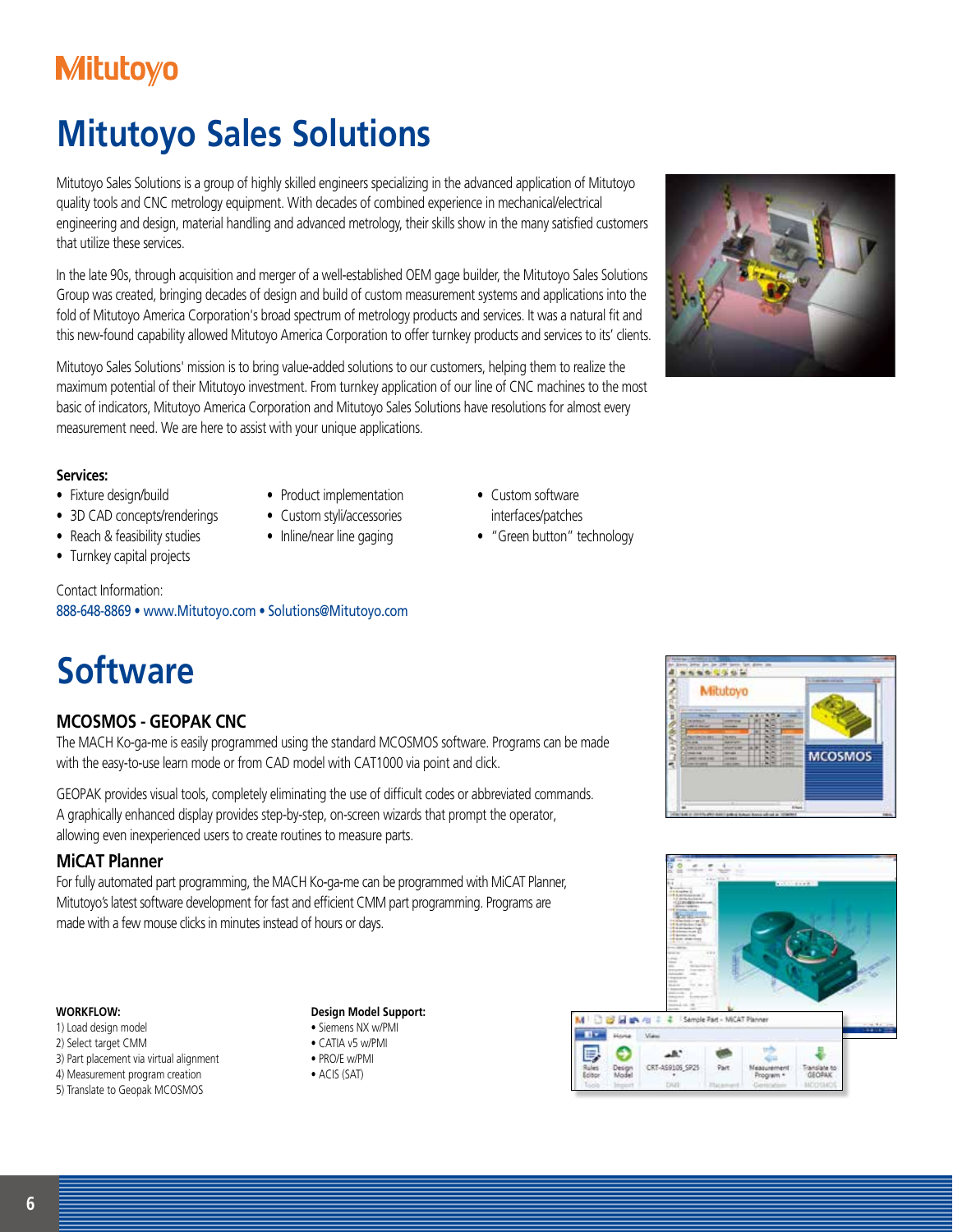# Mitutoyo Sales Solutions

Mitutoyo Sales Solutions is a group of highly skilled engineers specializing in the advanced application of Mitutoyo quality tools and CNC metrology equipment. With decades of combined experience in mechanical/electrical engineering and design, material handling and advanced metrology, their skills show in the many satisfied customers that utilize these services.

In the late 90s, through acquisition and merger of a well-established OEM gage builder, the Mitutoyo Sales Solutions Group was created, bringing decades of design and build of custom measurement systems and applications into the fold of Mitutoyo America Corporation's broad spectrum of metrology products and services. It was a natural fit and this new-found capability allowed Mitutoyo America Corporation to offer turnkey products and services to its' clients.

Mitutoyo Sales Solutions' mission is to bring value-added solutions to our customers, helping them to realize the maximum potential of their Mitutoyo investment. From turnkey application of our line of CNC machines to the most basic of indicators, Mitutoyo America Corporation and Mitutoyo Sales Solutions have resolutions for almost every measurement need. We are here to assist with your unique applications.

**Services:**

- Fixture design/build
- 3D CAD concepts/renderings
- Reach & feasibility studies
- Turnkey capital projects
- Product implementation
- Custom styli/accessories
- Inline/near line gaging
- Custom software interfaces/patches
- "Green button" technology

Contact Information:
888-648-8869 • www.Mitutoyo.com • Solutions@Mitutoyo.com

# Software

### MCOSMOS - GEOPAK CNC

The MACH Ko-ga-me is easily programmed using the standard MCOSMOS software. Programs can be made with the easy-to-use learn mode or from CAD model with CAT1000 via point and click.

GEOPAK provides visual tools, completely eliminating the use of difficult codes or abbreviated commands. A graphically enhanced display provides step-by-step, on-screen wizards that prompt the operator, allowing even inexperienced users to create routines to measure parts.

### MiCAT Planner

For fully automated part programming, the MACH Ko-ga-me can be programmed with MiCAT Planner, Mitutoyo's latest software development for fast and efficient CMM part programming. Programs are made with a few mouse clicks in minutes instead of hours or days.

**WORKFLOW:**

1) Load design model
2) Select target CMM
3) Part placement via virtual alignment
4) Measurement program creation
5) Translate to Geopak MCOSMOS

**Design Model Support:**

- Siemens NX w/PMI
- CATIA v5 w/PMI
- PRO/E w/PMI
- ACIS (SAT)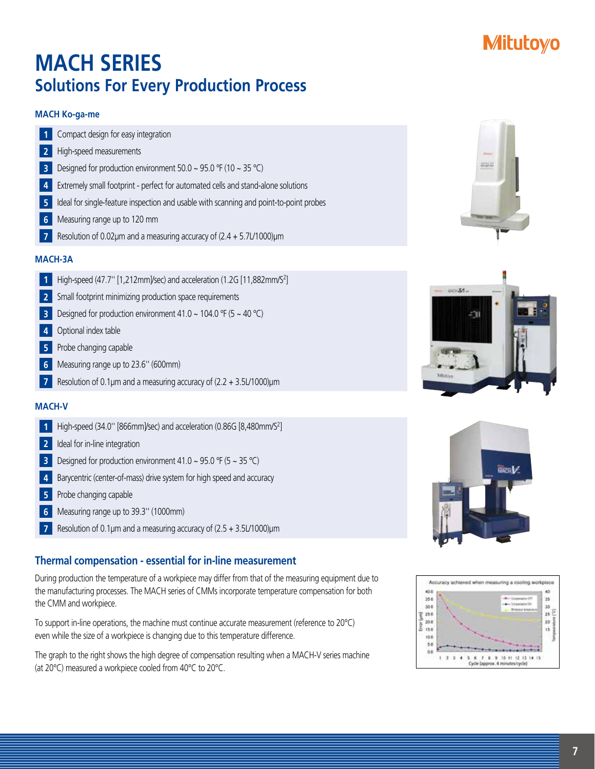# MACH SERIES

## Solutions For Every Production Process

### MACH Ko-ga-me

1. Compact design for easy integration
2. High-speed measurements
3. Designed for production environment 50.0 ~ 95.0 °F (10 ~ 35 °C)
4. Extremely small footprint - perfect for automated cells and stand-alone solutions
5. Ideal for single-feature inspection and usable with scanning and point-to-point probes
6. Measuring range up to 120 mm
7. Resolution of 0.02μm and a measuring accuracy of (2.4 + 5.7L/1000)μm

### MACH-3A

1. High-speed (47.7'' [1,212mm]/sec) and acceleration (1.2G [11,882mm/S$^2$]
2. Small footprint minimizing production space requirements
3. Designed for production environment 41.0 ~ 104.0 °F (5 ~ 40 °C)
4. Optional index table
5. Probe changing capable
6. Measuring range up to 23.6'' (600mm)
7. Resolution of 0.1μm and a measuring accuracy of (2.2 + 3.5L/1000)μm

### MACH-V

1. High-speed (34.0'' [866mm]/sec) and acceleration (0.86G [8,480mm/S$^2$]
2. Ideal for in-line integration
3. Designed for production environment 41.0 ~ 95.0 °F (5 ~ 35 °C)
4. Barycentric (center-of-mass) drive system for high speed and accuracy
5. Probe changing capable
6. Measuring range up to 39.3'' (1000mm)
7. Resolution of 0.1μm and a measuring accuracy of (2.5 + 3.5L/1000)μm

## Thermal compensation - essential for in-line measurement

During production the temperature of a workpiece may differ from that of the measuring equipment due to the manufacturing processes. The MACH series of CMMs incorporate temperature compensation for both the CMM and workpiece.

To support in-line operations, the machine must continue accurate measurement (reference to 20°C) even while the size of a workpiece is changing due to this temperature difference.

The graph to the right shows the high degree of compensation resulting when a MACH-V series machine (at 20°C) measured a workpiece cooled from 40°C to 20°C.

Accuracy achieved when measuring a cooling workpiece

Error (μm)

40.0
35.0
30.0
25.0
20.0
15.0
10.0
5.0
0.0

Temperature (°C)

40
35
30
25
20
15

Compensation OFF
Compensation ON
Workpiece temperature

1 2 3 4 5 6 7 8 9 10 11 12 13 14 15

Cycle (approx. 4 minutes/cycle)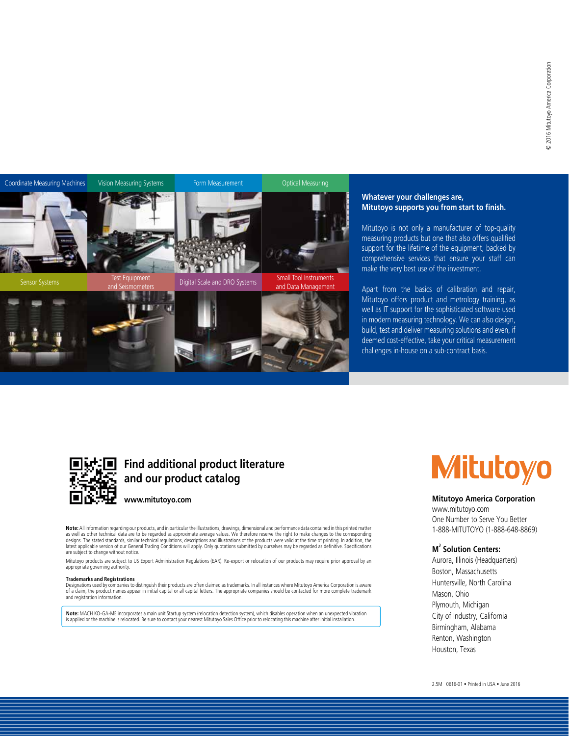© 2016 Mitutoyo America Corporation

Coordinate Measuring Machines

Vision Measuring Systems

Form Measurement

Optical Measuring

Sensor Systems

Test Equipment and Seismometers

Digital Scale and DRO Systems

Small Tool Instruments and Data Management

**Whatever your challenges are, Mitutoyo supports you from start to finish.**

Mitutoyo is not only a manufacturer of top-quality measuring products but one that also offers qualified support for the lifetime of the equipment, backed by comprehensive services that ensure your staff can make the very best use of the investment.

Apart from the basics of calibration and repair, Mitutoyo offers product and metrology training, as well as IT support for the sophisticated software used in modern measuring technology. We can also design, build, test and deliver measuring solutions and even, if deemed cost-effective, take your critical measurement challenges in-house on a sub-contract basis.

## Find additional product literature and our product catalog

**www.mitutoyo.com**

**Note:** All information regarding our products, and in particular the illustrations, drawings, dimensional and performance data contained in this printed matter as well as other technical data are to be regarded as approximate average values. We therefore reserve the right to make changes to the corresponding designs. The stated standards, similar technical regulations, descriptions and illustrations of the products were valid at the time of printing. In addition, the latest applicable version of our General Trading Conditions will apply. Only quotations submitted by ourselves may be regarded as definitive. Specifications are subject to change without notice.

Mitutoyo products are subject to US Export Administration Regulations (EAR). Re-export or relocation of our products may require prior approval by an appropriate governing authority.

**Trademarks and Registrations**
Designations used by companies to distinguish their products are often claimed as trademarks. In all instances where Mitutoyo America Corporation is aware of a claim, the product names appear in initial capital or all capital letters. The appropriate companies should be contacted for more complete trademark and registration information.

**Note:** MACH KO-GA-ME incorporates a main unit Startup system (relocation detection system), which disables operation when an unexpected vibration is applied or the machine is relocated. Be sure to contact your nearest Mitutoyo Sales Office prior to relocating this machine after initial installation.

# Mitutoyo

**Mitutoyo America Corporation**
www.mitutoyo.com
One Number to Serve You Better
1-888-MITUTOYO (1-888-648-8869)

**M[3] Solution Centers:**
Aurora, Illinois (Headquarters)
Boston, Massachusetts
Huntersville, North Carolina
Mason, Ohio
Plymouth, Michigan
City of Industry, California
Birmingham, Alabama
Renton, Washington
Houston, Texas

2.5M 0616-01 • Printed in USA • June 2016